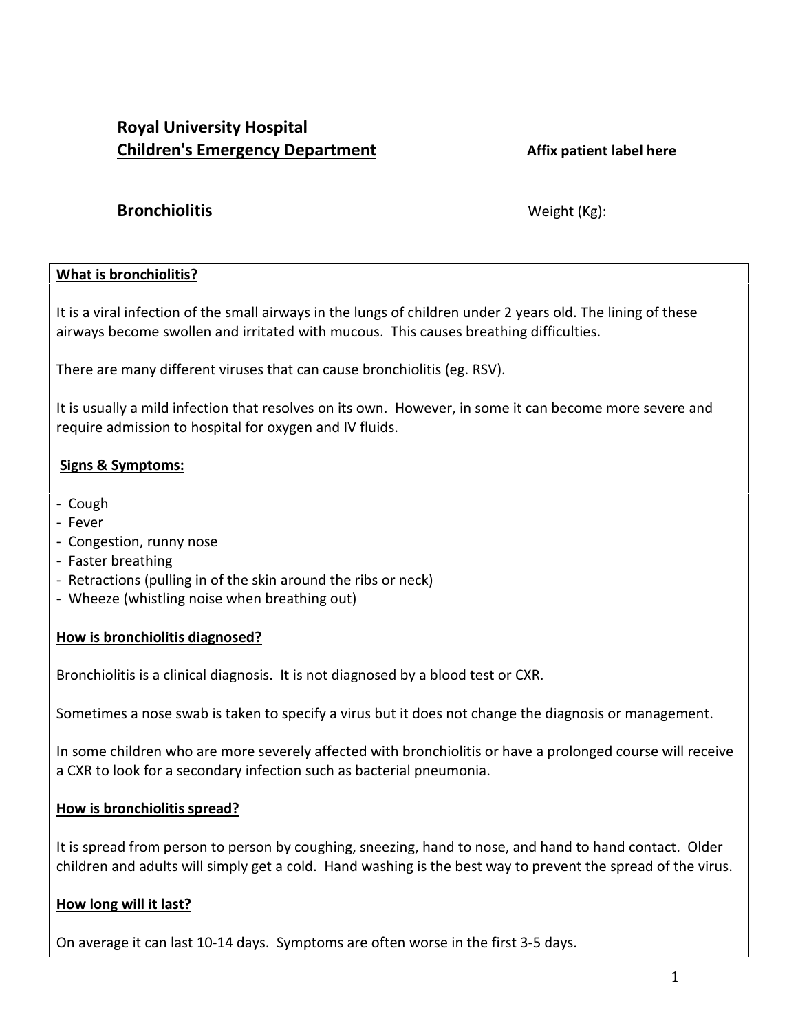**Royal University Hospital**
**Children's Emergency Department**

**Affix patient label here**

## Bronchiolitis

Weight (Kg):

**What is bronchiolitis?**

It is a viral infection of the small airways in the lungs of children under 2 years old. The lining of these airways become swollen and irritated with mucous. This causes breathing difficulties.

There are many different viruses that can cause bronchiolitis (eg. RSV).

It is usually a mild infection that resolves on its own. However, in some it can become more severe and require admission to hospital for oxygen and IV fluids.

**Signs & Symptoms:**

- Cough
- Fever
- Congestion, runny nose
- Faster breathing
- Retractions (pulling in of the skin around the ribs or neck)
- Wheeze (whistling noise when breathing out)

**How is bronchiolitis diagnosed?**

Bronchiolitis is a clinical diagnosis. It is not diagnosed by a blood test or CXR.

Sometimes a nose swab is taken to specify a virus but it does not change the diagnosis or management.

In some children who are more severely affected with bronchiolitis or have a prolonged course will receive a CXR to look for a secondary infection such as bacterial pneumonia.

**How is bronchiolitis spread?**

It is spread from person to person by coughing, sneezing, hand to nose, and hand to hand contact. Older children and adults will simply get a cold. Hand washing is the best way to prevent the spread of the virus.

**How long will it last?**

On average it can last 10-14 days. Symptoms are often worse in the first 3-5 days.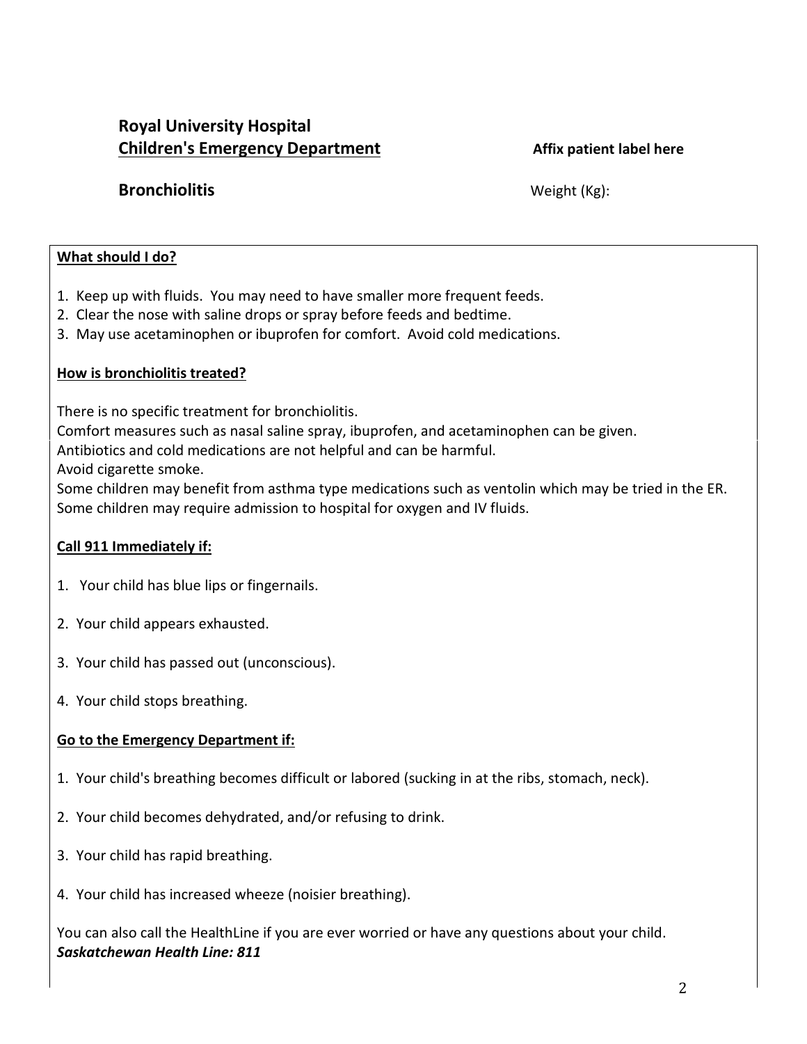**Royal University Hospital**
**Children's Emergency Department**

**Affix patient label here**

**Bronchiolitis**

Weight (Kg):

**What should I do?**

1. Keep up with fluids. You may need to have smaller more frequent feeds.
2. Clear the nose with saline drops or spray before feeds and bedtime.
3. May use acetaminophen or ibuprofen for comfort. Avoid cold medications.

**How is bronchiolitis treated?**

There is no specific treatment for bronchiolitis.
Comfort measures such as nasal saline spray, ibuprofen, and acetaminophen can be given.
Antibiotics and cold medications are not helpful and can be harmful.
Avoid cigarette smoke.
Some children may benefit from asthma type medications such as ventolin which may be tried in the ER.
Some children may require admission to hospital for oxygen and IV fluids.

**Call 911 Immediately if:**

1. Your child has blue lips or fingernails.
2. Your child appears exhausted.
3. Your child has passed out (unconscious).
4. Your child stops breathing.

**Go to the Emergency Department if:**

1. Your child's breathing becomes difficult or labored (sucking in at the ribs, stomach, neck).
2. Your child becomes dehydrated, and/or refusing to drink.
3. Your child has rapid breathing.
4. Your child has increased wheeze (noisier breathing).

You can also call the HealthLine if you are ever worried or have any questions about your child.
***Saskatchewan Health Line: 811***